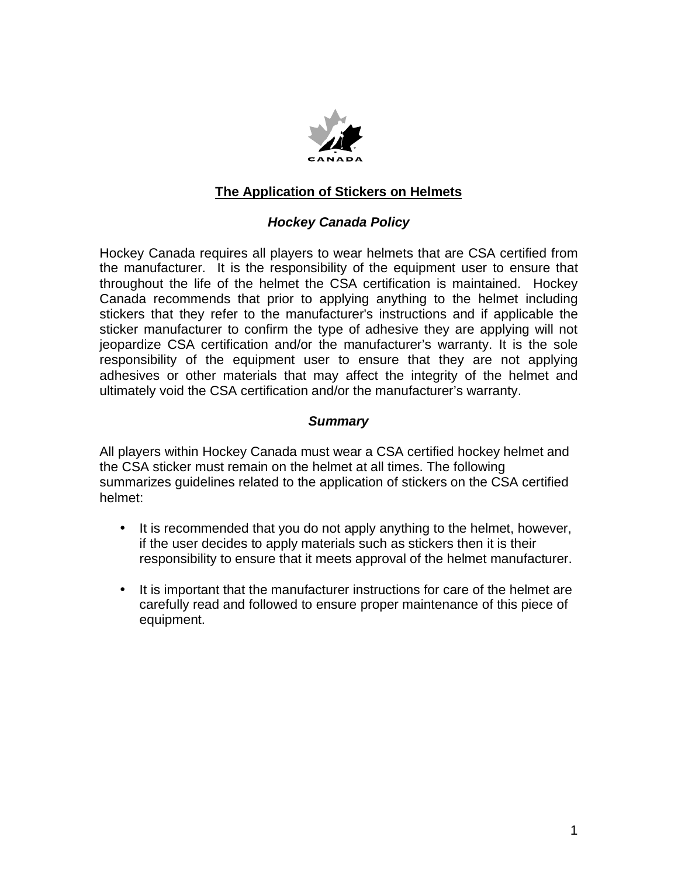# The Application of Stickers on Helmets

## *Hockey Canada Policy*

Hockey Canada requires all players to wear helmets that are CSA certified from the manufacturer. It is the responsibility of the equipment user to ensure that throughout the life of the helmet the CSA certification is maintained. Hockey Canada recommends that prior to applying anything to the helmet including stickers that they refer to the manufacturer's instructions and if applicable the sticker manufacturer to confirm the type of adhesive they are applying will not jeopardize CSA certification and/or the manufacturer's warranty. It is the sole responsibility of the equipment user to ensure that they are not applying adhesives or other materials that may affect the integrity of the helmet and ultimately void the CSA certification and/or the manufacturer's warranty.

## *Summary*

All players within Hockey Canada must wear a CSA certified hockey helmet and the CSA sticker must remain on the helmet at all times. The following summarizes guidelines related to the application of stickers on the CSA certified helmet:

- It is recommended that you do not apply anything to the helmet, however, if the user decides to apply materials such as stickers then it is their responsibility to ensure that it meets approval of the helmet manufacturer.

- It is important that the manufacturer instructions for care of the helmet are carefully read and followed to ensure proper maintenance of this piece of equipment.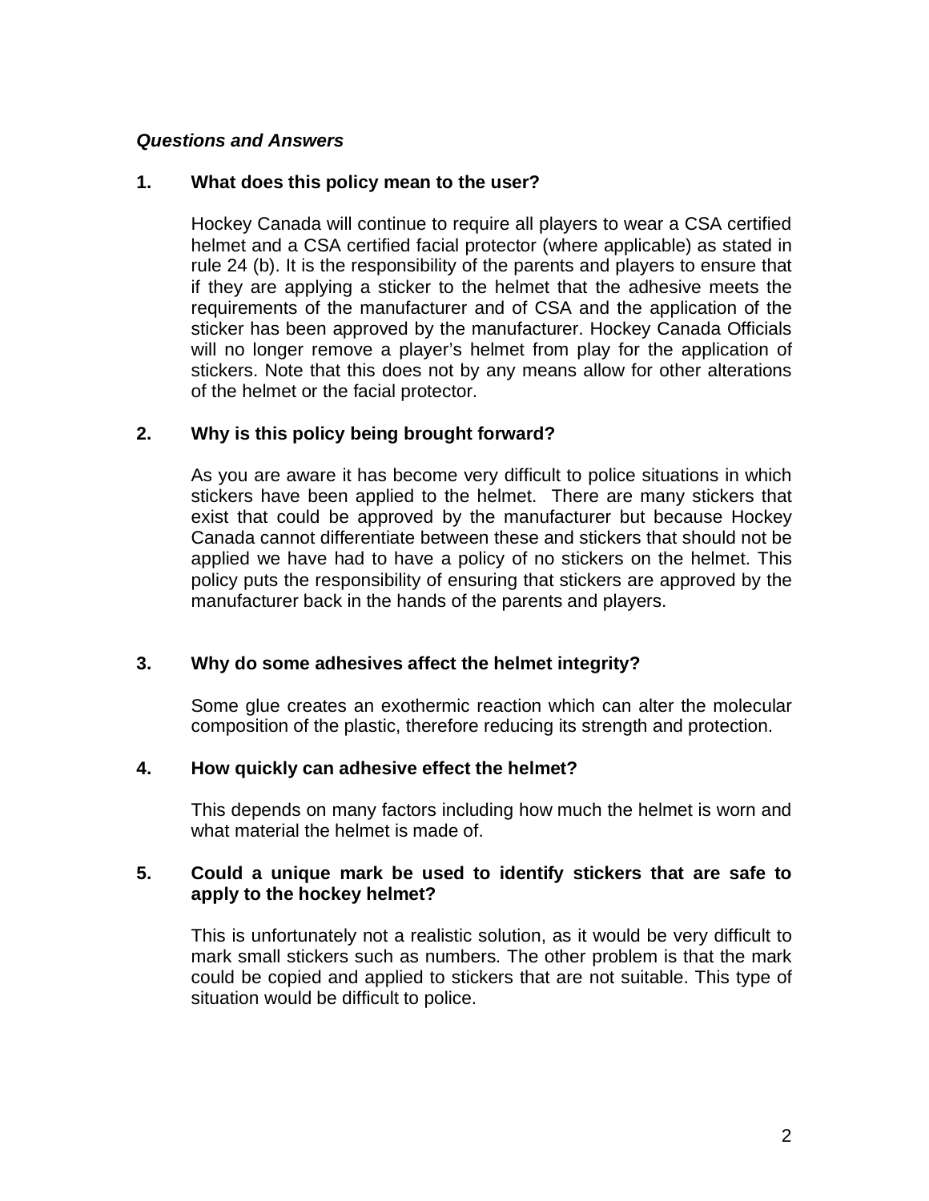***Questions and Answers***

**1. What does this policy mean to the user?**

Hockey Canada will continue to require all players to wear a CSA certified helmet and a CSA certified facial protector (where applicable) as stated in rule 24 (b). It is the responsibility of the parents and players to ensure that if they are applying a sticker to the helmet that the adhesive meets the requirements of the manufacturer and of CSA and the application of the sticker has been approved by the manufacturer. Hockey Canada Officials will no longer remove a player's helmet from play for the application of stickers. Note that this does not by any means allow for other alterations of the helmet or the facial protector.

**2. Why is this policy being brought forward?**

As you are aware it has become very difficult to police situations in which stickers have been applied to the helmet. There are many stickers that exist that could be approved by the manufacturer but because Hockey Canada cannot differentiate between these and stickers that should not be applied we have had to have a policy of no stickers on the helmet. This policy puts the responsibility of ensuring that stickers are approved by the manufacturer back in the hands of the parents and players.

**3. Why do some adhesives affect the helmet integrity?**

Some glue creates an exothermic reaction which can alter the molecular composition of the plastic, therefore reducing its strength and protection.

**4. How quickly can adhesive effect the helmet?**

This depends on many factors including how much the helmet is worn and what material the helmet is made of.

**5. Could a unique mark be used to identify stickers that are safe to apply to the hockey helmet?**

This is unfortunately not a realistic solution, as it would be very difficult to mark small stickers such as numbers. The other problem is that the mark could be copied and applied to stickers that are not suitable. This type of situation would be difficult to police.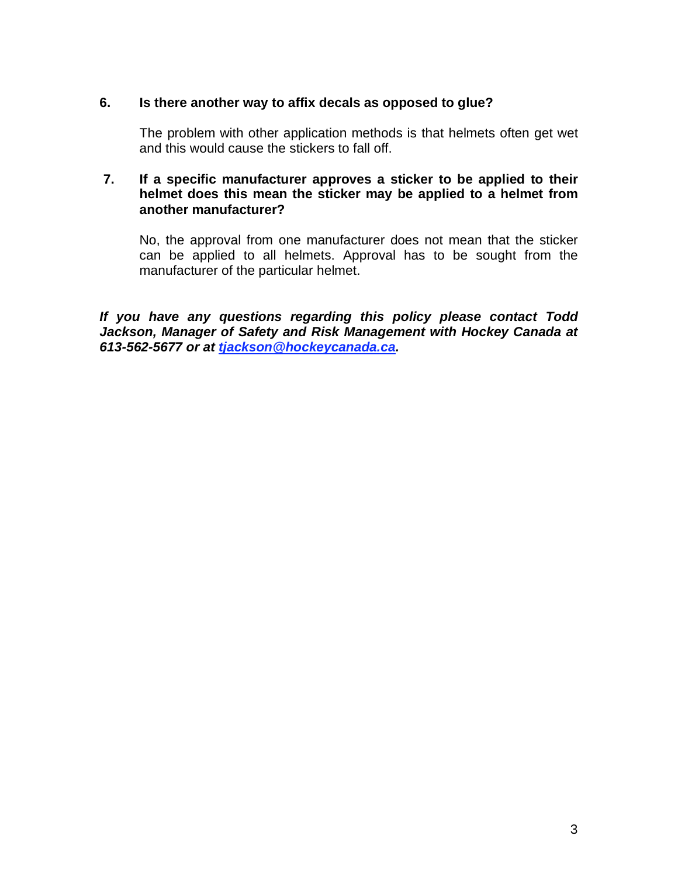**6. Is there another way to affix decals as opposed to glue?**

The problem with other application methods is that helmets often get wet and this would cause the stickers to fall off.

**7. If a specific manufacturer approves a sticker to be applied to their helmet does this mean the sticker may be applied to a helmet from another manufacturer?**

No, the approval from one manufacturer does not mean that the sticker can be applied to all helmets. Approval has to be sought from the manufacturer of the particular helmet.

***If you have any questions regarding this policy please contact Todd Jackson, Manager of Safety and Risk Management with Hockey Canada at 613-562-5677 or at [tjackson@hockeycanada.ca](mailto:tjackson@hockeycanada.ca).***